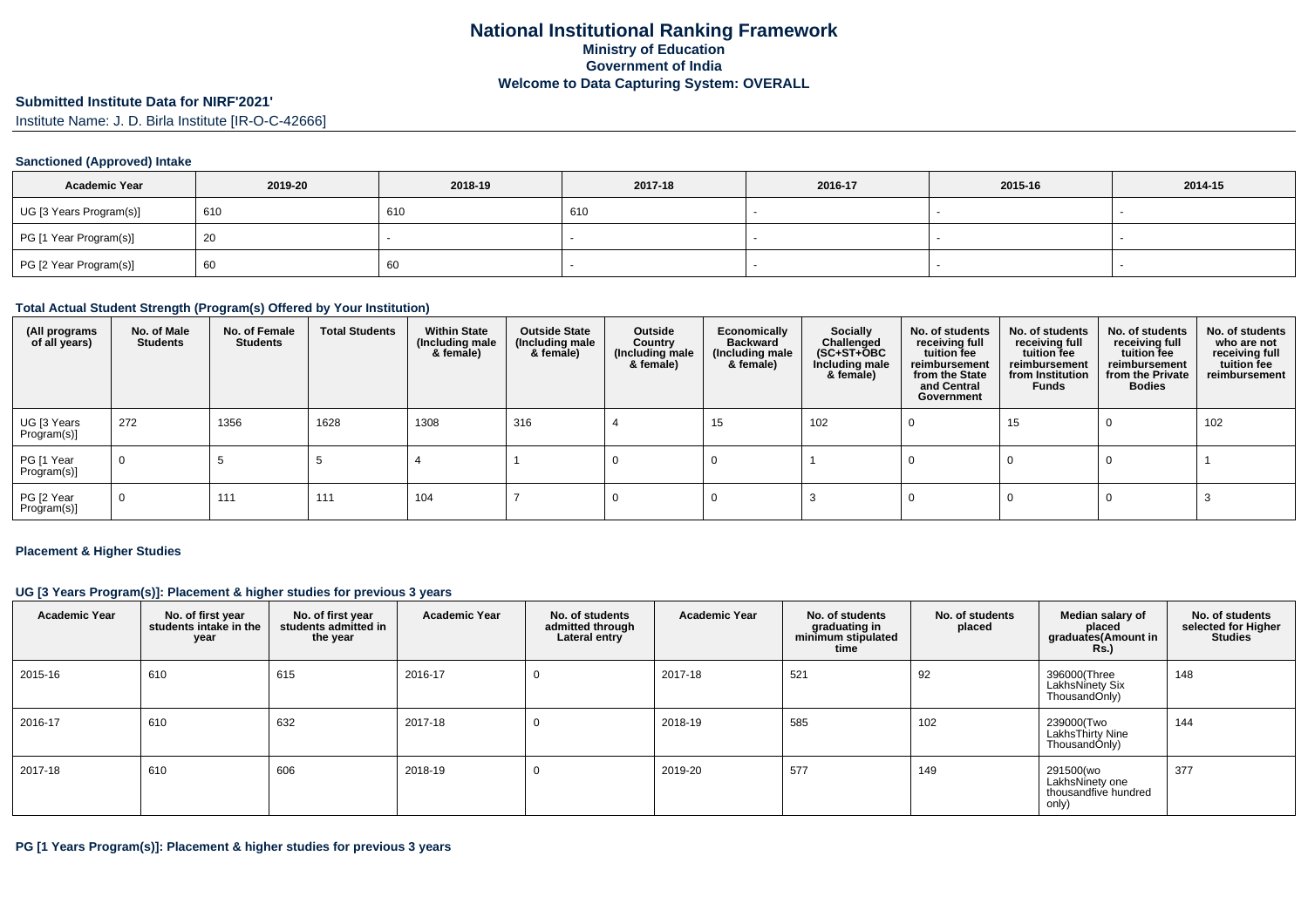# National Institutional Ranking Framework
## Ministry of Education
## Government of India
## Welcome to Data Capturing System: OVERALL

### Submitted Institute Data for NIRF'2021'

Institute Name: J. D. Birla Institute [IR-O-C-42666]

#### Sanctioned (Approved) Intake

| Academic Year | 2019-20 | 2018-19 | 2017-18 | 2016-17 | 2015-16 | 2014-15 |
|---|---|---|---|---|---|---|
| UG [3 Years Program(s)] | 610 | 610 | 610 | - | - | - |
| PG [1 Year Program(s)] | 20 | - | - | - | - | - |
| PG [2 Year Program(s)] | 60 | 60 | - | - | - | - |

#### Total Actual Student Strength (Program(s) Offered by Your Institution)

| (All programs of all years) | No. of Male Students | No. of Female Students | Total Students | Within State (Including male & female) | Outside State (Including male & female) | Outside Country (Including male & female) | Economically Backward (Including male & female) | Socially Challenged (SC+ST+OBC Including male & female) | No. of students receiving full tuition fee reimbursement from the State and Central Government | No. of students receiving full tuition fee reimbursement from Institution Funds | No. of students receiving full tuition fee reimbursement from the Private Bodies | No. of students who are not receiving full tuition fee reimbursement |
|---|---|---|---|---|---|---|---|---|---|---|---|---|
| UG [3 Years Program(s)] | 272 | 1356 | 1628 | 1308 | 316 | 4 | 15 | 102 | 0 | 15 | 0 | 102 |
| PG [1 Year Program(s)] | 0 | 5 | 5 | 4 | 1 | 0 | 0 | 1 | 0 | 0 | 0 | 1 |
| PG [2 Year Program(s)] | 0 | 111 | 111 | 104 | 7 | 0 | 0 | 3 | 0 | 0 | 0 | 3 |

#### Placement & Higher Studies

#### UG [3 Years Program(s)]: Placement & higher studies for previous 3 years

| Academic Year | No. of first year students intake in the year | No. of first year students admitted in the year | Academic Year | No. of students admitted through Lateral entry | Academic Year | No. of students graduating in minimum stipulated time | No. of students placed | Median salary of placed graduates(Amount in Rs.) | No. of students selected for Higher Studies |
|---|---|---|---|---|---|---|---|---|---|
| 2015-16 | 610 | 615 | 2016-17 | 0 | 2017-18 | 521 | 92 | 396000(Three LakhsNinety Six ThousandOnly) | 148 |
| 2016-17 | 610 | 632 | 2017-18 | 0 | 2018-19 | 585 | 102 | 239000(Two LakhsThirty Nine ThousandOnly) | 144 |
| 2017-18 | 610 | 606 | 2018-19 | 0 | 2019-20 | 577 | 149 | 291500(wo LakhsNinety one thousandfive hundred only) | 377 |

#### PG [1 Years Program(s)]: Placement & higher studies for previous 3 years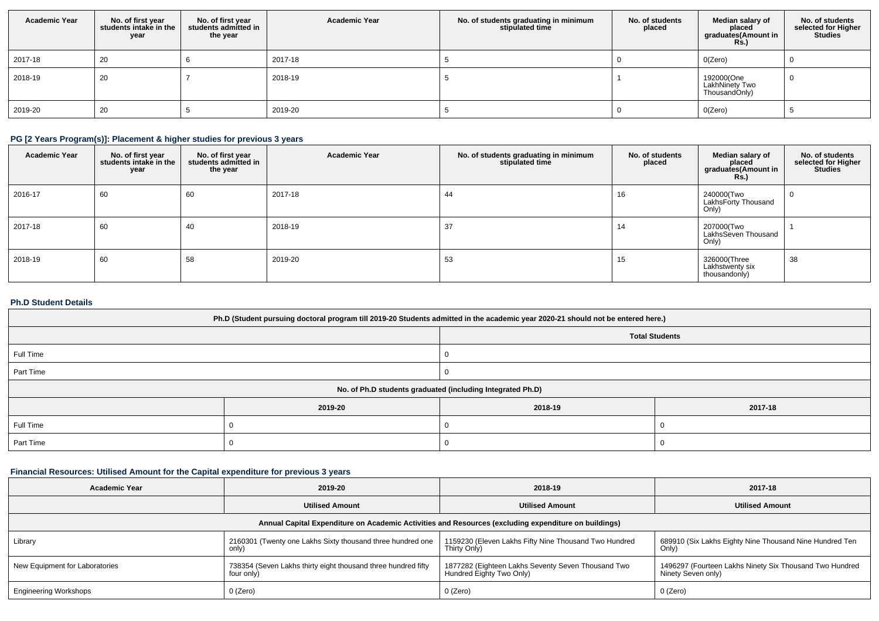| Academic Year | No. of first year students intake in the year | No. of first year students admitted in the year | Academic Year | No. of students graduating in minimum stipulated time | No. of students placed | Median salary of placed graduates(Amount in Rs.) | No. of students selected for Higher Studies |
|---|---|---|---|---|---|---|---|
| 2017-18 | 20 | 6 | 2017-18 | 5 | 0 | 0(Zero) | 0 |
| 2018-19 | 20 | 7 | 2018-19 | 5 | 1 | 192000(One LakhNinety Two ThousandOnly) | 0 |
| 2019-20 | 20 | 5 | 2019-20 | 5 | 0 | 0(Zero) | 5 |

### PG [2 Years Program(s)]: Placement & higher studies for previous 3 years

| Academic Year | No. of first year students intake in the year | No. of first year students admitted in the year | Academic Year | No. of students graduating in minimum stipulated time | No. of students placed | Median salary of placed graduates(Amount in Rs.) | No. of students selected for Higher Studies |
|---|---|---|---|---|---|---|---|
| 2016-17 | 60 | 60 | 2017-18 | 44 | 16 | 240000(Two LakhsForty Thousand Only) | 0 |
| 2017-18 | 60 | 40 | 2018-19 | 37 | 14 | 207000(Two LakhsSeven Thousand Only) | 1 |
| 2018-19 | 60 | 58 | 2019-20 | 53 | 15 | 326000(Three Lakhstwenty six thousandonly) | 38 |

### Ph.D Student Details

| Ph.D (Student pursuing doctoral program till 2019-20 Students admitted in the academic year 2020-21 should not be entered here.) | | | |
|---|---|---|---|
| | Total Students | | |
| Full Time | 0 | | |
| Part Time | 0 | | |
| No. of Ph.D students graduated (including Integrated Ph.D) | | | |
| | 2019-20 | 2018-19 | 2017-18 |
| Full Time | 0 | 0 | 0 |
| Part Time | 0 | 0 | 0 |

### Financial Resources: Utilised Amount for the Capital expenditure for previous 3 years

| Academic Year | 2019-20 | 2018-19 | 2017-18 |
|---|---|---|---|
| | Utilised Amount | Utilised Amount | Utilised Amount |
| Annual Capital Expenditure on Academic Activities and Resources (excluding expenditure on buildings) | | | |
| Library | 2160301 (Twenty one Lakhs Sixty thousand three hundred one only) | 1159230 (Eleven Lakhs Fifty Nine Thousand Two Hundred Thirty Only) | 689910 (Six Lakhs Eighty Nine Thousand Nine Hundred Ten Only) |
| New Equipment for Laboratories | 738354 (Seven Lakhs thirty eight thousand three hundred fifty four only) | 1877282 (Eighteen Lakhs Seventy Seven Thousand Two Hundred Eighty Two Only) | 1496297 (Fourteen Lakhs Ninety Six Thousand Two Hundred Ninety Seven only) |
| Engineering Workshops | 0 (Zero) | 0 (Zero) | 0 (Zero) |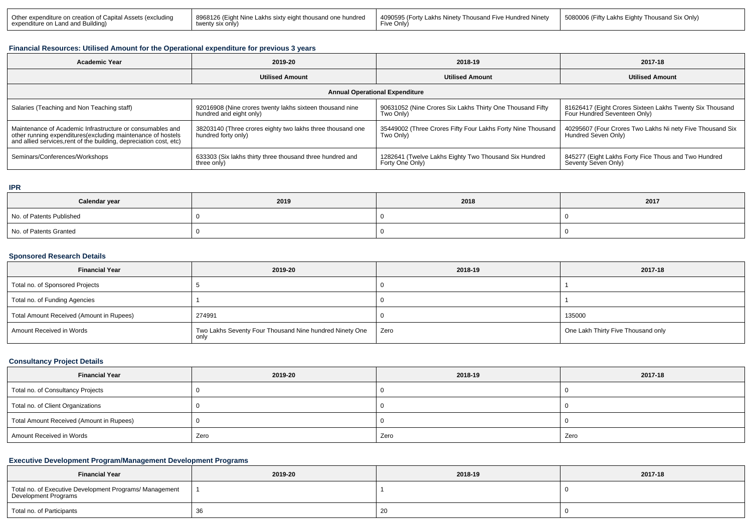| Other expenditure on creation of Capital Assets (excluding expenditure on Land and Building) | 8968126 (Eight Nine Lakhs sixty eight thousand one hundred twenty six only) | 4090595 (Forty Lakhs Ninety Thousand Five Hundred Ninety Five Only) | 5080006 (Fifty Lakhs Eighty Thousand Six Only) |
|---|---|---|---|

### Financial Resources: Utilised Amount for the Operational expenditure for previous 3 years

| Academic Year | 2019-20 | 2018-19 | 2017-18 |
|---|---|---|---|
| | Utilised Amount | Utilised Amount | Utilised Amount |
| Annual Operational Expenditure | | | |
| Salaries (Teaching and Non Teaching staff) | 92016908 (Nine crores twenty lakhs sixteen thousand nine hundred and eight only) | 90631052 (Nine Crores Six Lakhs Thirty One Thousand Fifty Two Only) | 81626417 (Eight Crores Sixteen Lakhs Twenty Six Thousand Four Hundred Seventeen Only) |
| Maintenance of Academic Infrastructure or consumables and other running expenditures(excluding maintenance of hostels and allied services,rent of the building, depreciation cost, etc) | 38203140 (Three crores eighty two lakhs three thousand one hundred forty only) | 35449002 (Three Crores Fifty Four Lakhs Forty Nine Thousand Two Only) | 40295607 (Four Crores Two Lakhs Ni nety Five Thousand Six Hundred Seven Only) |
| Seminars/Conferences/Workshops | 633303 (Six lakhs thirty three thousand three hundred and three only) | 1282641 (Twelve Lakhs Eighty Two Thousand Six Hundred Forty One Only) | 845277 (Eight Lakhs Forty Fice Thous and Two Hundred Seventy Seven Only) |

### IPR

| Calendar year | 2019 | 2018 | 2017 |
|---|---|---|---|
| No. of Patents Published | 0 | 0 | 0 |
| No. of Patents Granted | 0 | 0 | 0 |

### Sponsored Research Details

| Financial Year | 2019-20 | 2018-19 | 2017-18 |
|---|---|---|---|
| Total no. of Sponsored Projects | 5 | 0 | 1 |
| Total no. of Funding Agencies | 1 | 0 | 1 |
| Total Amount Received (Amount in Rupees) | 274991 | 0 | 135000 |
| Amount Received in Words | Two Lakhs Seventy Four Thousand Nine hundred Ninety One only | Zero | One Lakh Thirty Five Thousand only |

### Consultancy Project Details

| Financial Year | 2019-20 | 2018-19 | 2017-18 |
|---|---|---|---|
| Total no. of Consultancy Projects | 0 | 0 | 0 |
| Total no. of Client Organizations | 0 | 0 | 0 |
| Total Amount Received (Amount in Rupees) | 0 | 0 | 0 |
| Amount Received in Words | Zero | Zero | Zero |

### Executive Development Program/Management Development Programs

| Financial Year | 2019-20 | 2018-19 | 2017-18 |
|---|---|---|---|
| Total no. of Executive Development Programs/ Management Development Programs | 1 | 1 | 0 |
| Total no. of Participants | 36 | 20 | 0 |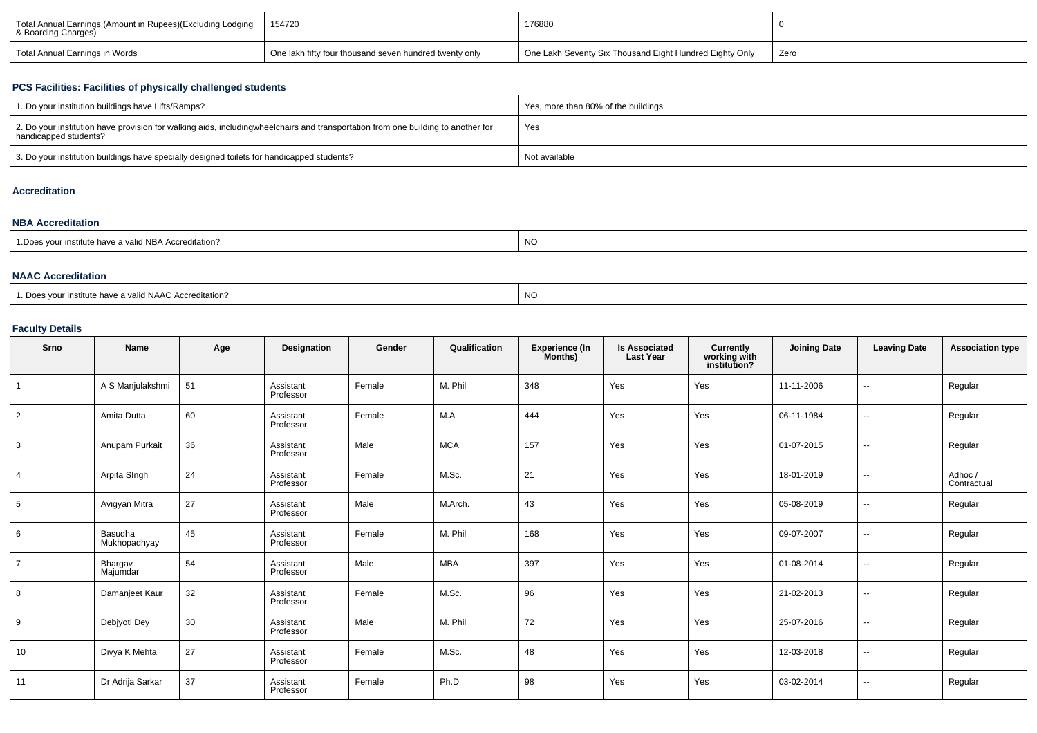| Total Annual Earnings (Amount in Rupees)(Excluding Lodging & Boarding Charges) | 154720 | 176880 | 0 |
|---|---|---|---|
| Total Annual Earnings in Words | One lakh fifty four thousand seven hundred twenty only | One Lakh Seventy Six Thousand Eight Hundred Eighty Only | Zero |

### PCS Facilities: Facilities of physically challenged students

| 1. Do your institution buildings have Lifts/Ramps? | Yes, more than 80% of the buildings |
|---|---|
| 2. Do your institution have provision for walking aids, includingwheelchairs and transportation from one building to another for handicapped students? | Yes |
| 3. Do your institution buildings have specially designed toilets for handicapped students? | Not available |

### Accreditation

### NBA Accreditation

| 1.Does your institute have a valid NBA Accreditation? | NO |
|---|---|

### NAAC Accreditation

| 1. Does your institute have a valid NAAC Accreditation? | NO |
|---|---|

### Faculty Details

| Srno | Name | Age | Designation | Gender | Qualification | Experience (In Months) | Is Associated Last Year | Currently working with institution? | Joining Date | Leaving Date | Association type |
|---|---|---|---|---|---|---|---|---|---|---|---|
| 1 | A S Manjulakshmi | 51 | Assistant Professor | Female | M. Phil | 348 | Yes | Yes | 11-11-2006 | -- | Regular |
| 2 | Amita Dutta | 60 | Assistant Professor | Female | M.A | 444 | Yes | Yes | 06-11-1984 | -- | Regular |
| 3 | Anupam Purkait | 36 | Assistant Professor | Male | MCA | 157 | Yes | Yes | 01-07-2015 | -- | Regular |
| 4 | Arpita SIngh | 24 | Assistant Professor | Female | M.Sc. | 21 | Yes | Yes | 18-01-2019 | -- | Adhoc / Contractual |
| 5 | Avigyan Mitra | 27 | Assistant Professor | Male | M.Arch. | 43 | Yes | Yes | 05-08-2019 | -- | Regular |
| 6 | Basudha Mukhopadhyay | 45 | Assistant Professor | Female | M. Phil | 168 | Yes | Yes | 09-07-2007 | -- | Regular |
| 7 | Bhargav Majumdar | 54 | Assistant Professor | Male | MBA | 397 | Yes | Yes | 01-08-2014 | -- | Regular |
| 8 | Damanjeet Kaur | 32 | Assistant Professor | Female | M.Sc. | 96 | Yes | Yes | 21-02-2013 | -- | Regular |
| 9 | Debjyoti Dey | 30 | Assistant Professor | Male | M. Phil | 72 | Yes | Yes | 25-07-2016 | -- | Regular |
| 10 | Divya K Mehta | 27 | Assistant Professor | Female | M.Sc. | 48 | Yes | Yes | 12-03-2018 | -- | Regular |
| 11 | Dr Adrija Sarkar | 37 | Assistant Professor | Female | Ph.D | 98 | Yes | Yes | 03-02-2014 | -- | Regular |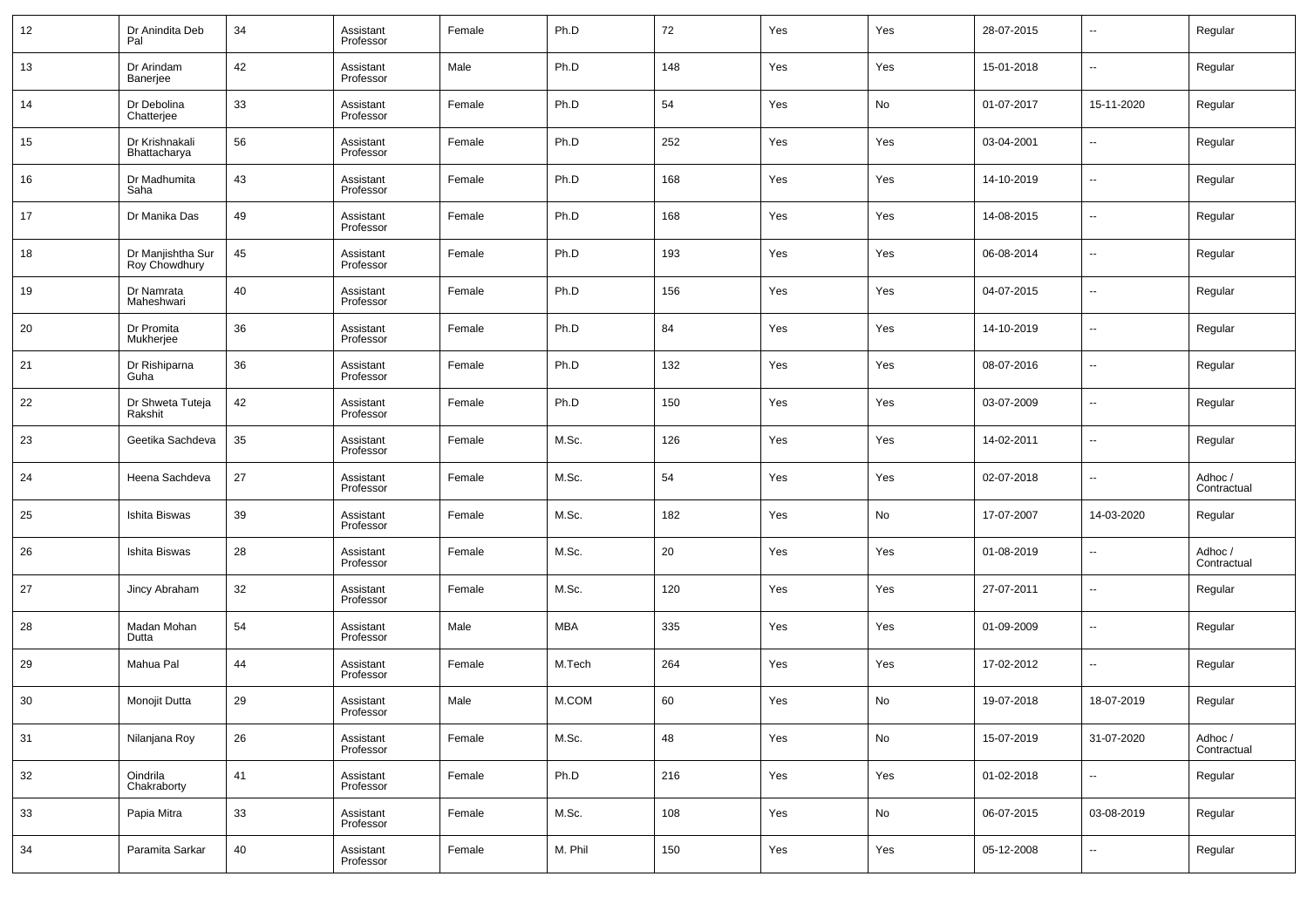| 12 | Dr Anindita Deb Pal | 34 | Assistant Professor | Female | Ph.D | 72 | Yes | Yes | 28-07-2015 | -- | Regular |
|---|---|---|---|---|---|---|---|---|---|---|---|
| 13 | Dr Arindam Banerjee | 42 | Assistant Professor | Male | Ph.D | 148 | Yes | Yes | 15-01-2018 | -- | Regular |
| 14 | Dr Debolina Chatterjee | 33 | Assistant Professor | Female | Ph.D | 54 | Yes | No | 01-07-2017 | 15-11-2020 | Regular |
| 15 | Dr Krishnakali Bhattacharya | 56 | Assistant Professor | Female | Ph.D | 252 | Yes | Yes | 03-04-2001 | -- | Regular |
| 16 | Dr Madhumita Saha | 43 | Assistant Professor | Female | Ph.D | 168 | Yes | Yes | 14-10-2019 | -- | Regular |
| 17 | Dr Manika Das | 49 | Assistant Professor | Female | Ph.D | 168 | Yes | Yes | 14-08-2015 | -- | Regular |
| 18 | Dr Manjishtha Sur Roy Chowdhury | 45 | Assistant Professor | Female | Ph.D | 193 | Yes | Yes | 06-08-2014 | -- | Regular |
| 19 | Dr Namrata Maheshwari | 40 | Assistant Professor | Female | Ph.D | 156 | Yes | Yes | 04-07-2015 | -- | Regular |
| 20 | Dr Promita Mukherjee | 36 | Assistant Professor | Female | Ph.D | 84 | Yes | Yes | 14-10-2019 | -- | Regular |
| 21 | Dr Rishiparna Guha | 36 | Assistant Professor | Female | Ph.D | 132 | Yes | Yes | 08-07-2016 | -- | Regular |
| 22 | Dr Shweta Tuteja Rakshit | 42 | Assistant Professor | Female | Ph.D | 150 | Yes | Yes | 03-07-2009 | -- | Regular |
| 23 | Geetika Sachdeva | 35 | Assistant Professor | Female | M.Sc. | 126 | Yes | Yes | 14-02-2011 | -- | Regular |
| 24 | Heena Sachdeva | 27 | Assistant Professor | Female | M.Sc. | 54 | Yes | Yes | 02-07-2018 | -- | Adhoc / Contractual |
| 25 | Ishita Biswas | 39 | Assistant Professor | Female | M.Sc. | 182 | Yes | No | 17-07-2007 | 14-03-2020 | Regular |
| 26 | Ishita Biswas | 28 | Assistant Professor | Female | M.Sc. | 20 | Yes | Yes | 01-08-2019 | -- | Adhoc / Contractual |
| 27 | Jincy Abraham | 32 | Assistant Professor | Female | M.Sc. | 120 | Yes | Yes | 27-07-2011 | -- | Regular |
| 28 | Madan Mohan Dutta | 54 | Assistant Professor | Male | MBA | 335 | Yes | Yes | 01-09-2009 | -- | Regular |
| 29 | Mahua Pal | 44 | Assistant Professor | Female | M.Tech | 264 | Yes | Yes | 17-02-2012 | -- | Regular |
| 30 | Monojit Dutta | 29 | Assistant Professor | Male | M.COM | 60 | Yes | No | 19-07-2018 | 18-07-2019 | Regular |
| 31 | Nilanjana Roy | 26 | Assistant Professor | Female | M.Sc. | 48 | Yes | No | 15-07-2019 | 31-07-2020 | Adhoc / Contractual |
| 32 | Oindrila Chakraborty | 41 | Assistant Professor | Female | Ph.D | 216 | Yes | Yes | 01-02-2018 | -- | Regular |
| 33 | Papia Mitra | 33 | Assistant Professor | Female | M.Sc. | 108 | Yes | No | 06-07-2015 | 03-08-2019 | Regular |
| 34 | Paramita Sarkar | 40 | Assistant Professor | Female | M. Phil | 150 | Yes | Yes | 05-12-2008 | -- | Regular |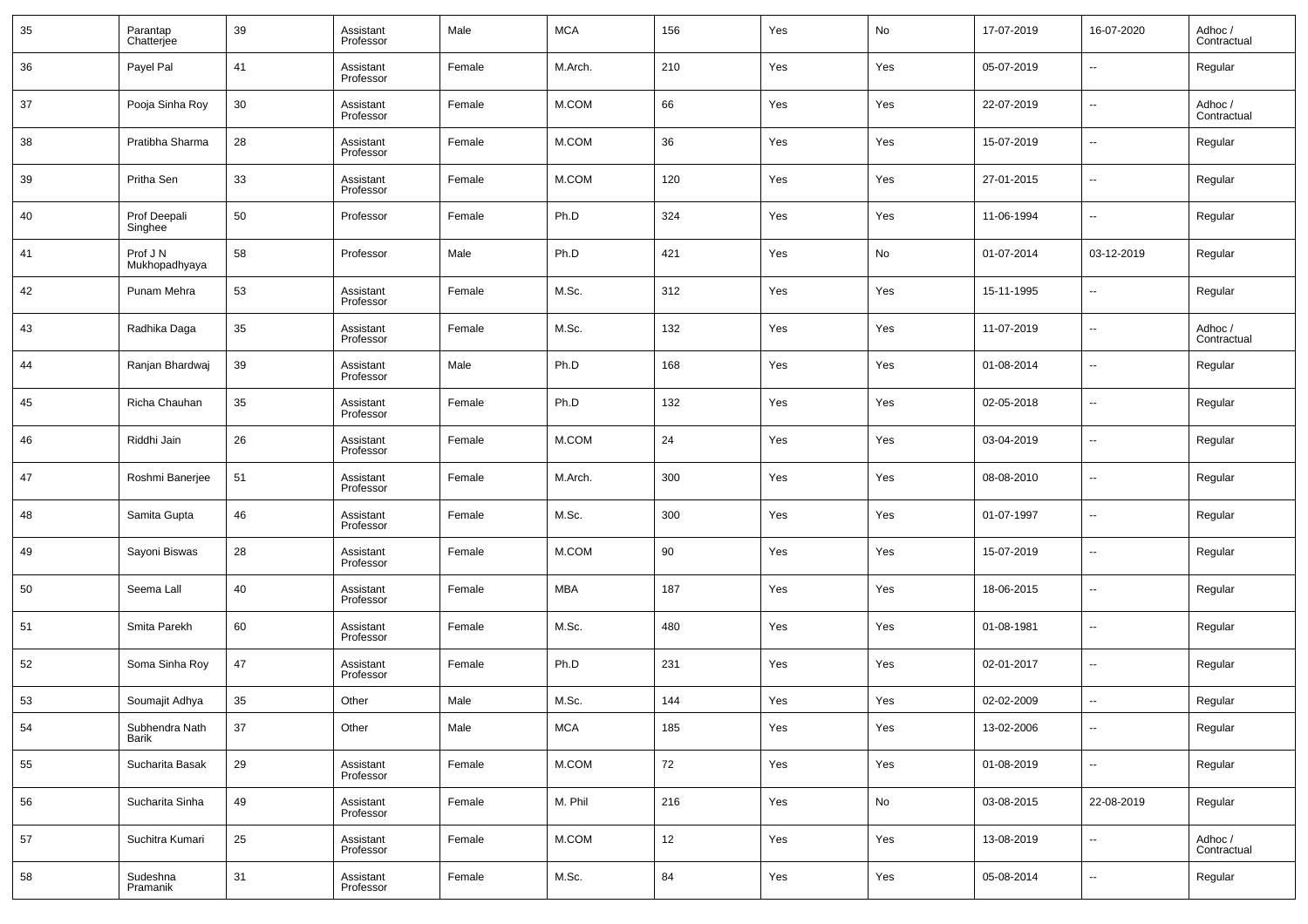| 35 | Parantap Chatterjee | 39 | Assistant Professor | Male | MCA | 156 | Yes | No | 17-07-2019 | 16-07-2020 | Adhoc / Contractual |
|---|---|---|---|---|---|---|---|---|---|---|---|
| 36 | Payel Pal | 41 | Assistant Professor | Female | M.Arch. | 210 | Yes | Yes | 05-07-2019 | -- | Regular |
| 37 | Pooja Sinha Roy | 30 | Assistant Professor | Female | M.COM | 66 | Yes | Yes | 22-07-2019 | -- | Adhoc / Contractual |
| 38 | Pratibha Sharma | 28 | Assistant Professor | Female | M.COM | 36 | Yes | Yes | 15-07-2019 | -- | Regular |
| 39 | Pritha Sen | 33 | Assistant Professor | Female | M.COM | 120 | Yes | Yes | 27-01-2015 | -- | Regular |
| 40 | Prof Deepali Singhee | 50 | Professor | Female | Ph.D | 324 | Yes | Yes | 11-06-1994 | -- | Regular |
| 41 | Prof J N Mukhopadhyaya | 58 | Professor | Male | Ph.D | 421 | Yes | No | 01-07-2014 | 03-12-2019 | Regular |
| 42 | Punam Mehra | 53 | Assistant Professor | Female | M.Sc. | 312 | Yes | Yes | 15-11-1995 | -- | Regular |
| 43 | Radhika Daga | 35 | Assistant Professor | Female | M.Sc. | 132 | Yes | Yes | 11-07-2019 | -- | Adhoc / Contractual |
| 44 | Ranjan Bhardwaj | 39 | Assistant Professor | Male | Ph.D | 168 | Yes | Yes | 01-08-2014 | -- | Regular |
| 45 | Richa Chauhan | 35 | Assistant Professor | Female | Ph.D | 132 | Yes | Yes | 02-05-2018 | -- | Regular |
| 46 | Riddhi Jain | 26 | Assistant Professor | Female | M.COM | 24 | Yes | Yes | 03-04-2019 | -- | Regular |
| 47 | Roshmi Banerjee | 51 | Assistant Professor | Female | M.Arch. | 300 | Yes | Yes | 08-08-2010 | -- | Regular |
| 48 | Samita Gupta | 46 | Assistant Professor | Female | M.Sc. | 300 | Yes | Yes | 01-07-1997 | -- | Regular |
| 49 | Sayoni Biswas | 28 | Assistant Professor | Female | M.COM | 90 | Yes | Yes | 15-07-2019 | -- | Regular |
| 50 | Seema Lall | 40 | Assistant Professor | Female | MBA | 187 | Yes | Yes | 18-06-2015 | -- | Regular |
| 51 | Smita Parekh | 60 | Assistant Professor | Female | M.Sc. | 480 | Yes | Yes | 01-08-1981 | -- | Regular |
| 52 | Soma Sinha Roy | 47 | Assistant Professor | Female | Ph.D | 231 | Yes | Yes | 02-01-2017 | -- | Regular |
| 53 | Soumajit Adhya | 35 | Other | Male | M.Sc. | 144 | Yes | Yes | 02-02-2009 | -- | Regular |
| 54 | Subhendra Nath Barik | 37 | Other | Male | MCA | 185 | Yes | Yes | 13-02-2006 | -- | Regular |
| 55 | Sucharita Basak | 29 | Assistant Professor | Female | M.COM | 72 | Yes | Yes | 01-08-2019 | -- | Regular |
| 56 | Sucharita Sinha | 49 | Assistant Professor | Female | M. Phil | 216 | Yes | No | 03-08-2015 | 22-08-2019 | Regular |
| 57 | Suchitra Kumari | 25 | Assistant Professor | Female | M.COM | 12 | Yes | Yes | 13-08-2019 | -- | Adhoc / Contractual |
| 58 | Sudeshna Pramanik | 31 | Assistant Professor | Female | M.Sc. | 84 | Yes | Yes | 05-08-2014 | -- | Regular |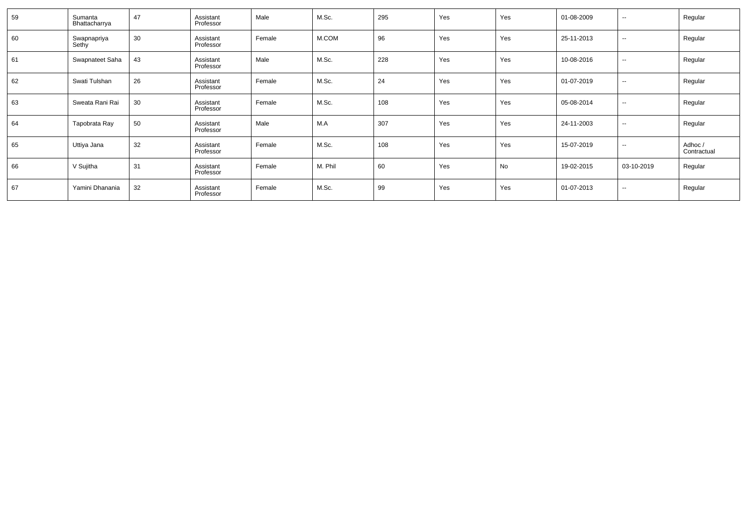| | | | | | | | | | | | |
|---|---|---|---|---|---|---|---|---|---|---|---|
| 59 | Sumanta Bhattacharrya | 47 | Assistant Professor | Male | M.Sc. | 295 | Yes | Yes | 01-08-2009 | -- | Regular |
| 60 | Swapnapriya Sethy | 30 | Assistant Professor | Female | M.COM | 96 | Yes | Yes | 25-11-2013 | -- | Regular |
| 61 | Swapnateet Saha | 43 | Assistant Professor | Male | M.Sc. | 228 | Yes | Yes | 10-08-2016 | -- | Regular |
| 62 | Swati Tulshan | 26 | Assistant Professor | Female | M.Sc. | 24 | Yes | Yes | 01-07-2019 | -- | Regular |
| 63 | Sweata Rani Rai | 30 | Assistant Professor | Female | M.Sc. | 108 | Yes | Yes | 05-08-2014 | -- | Regular |
| 64 | Tapobrata Ray | 50 | Assistant Professor | Male | M.A | 307 | Yes | Yes | 24-11-2003 | -- | Regular |
| 65 | Uttiya Jana | 32 | Assistant Professor | Female | M.Sc. | 108 | Yes | Yes | 15-07-2019 | -- | Adhoc / Contractual |
| 66 | V Sujitha | 31 | Assistant Professor | Female | M. Phil | 60 | Yes | No | 19-02-2015 | 03-10-2019 | Regular |
| 67 | Yamini Dhanania | 32 | Assistant Professor | Female | M.Sc. | 99 | Yes | Yes | 01-07-2013 | -- | Regular |